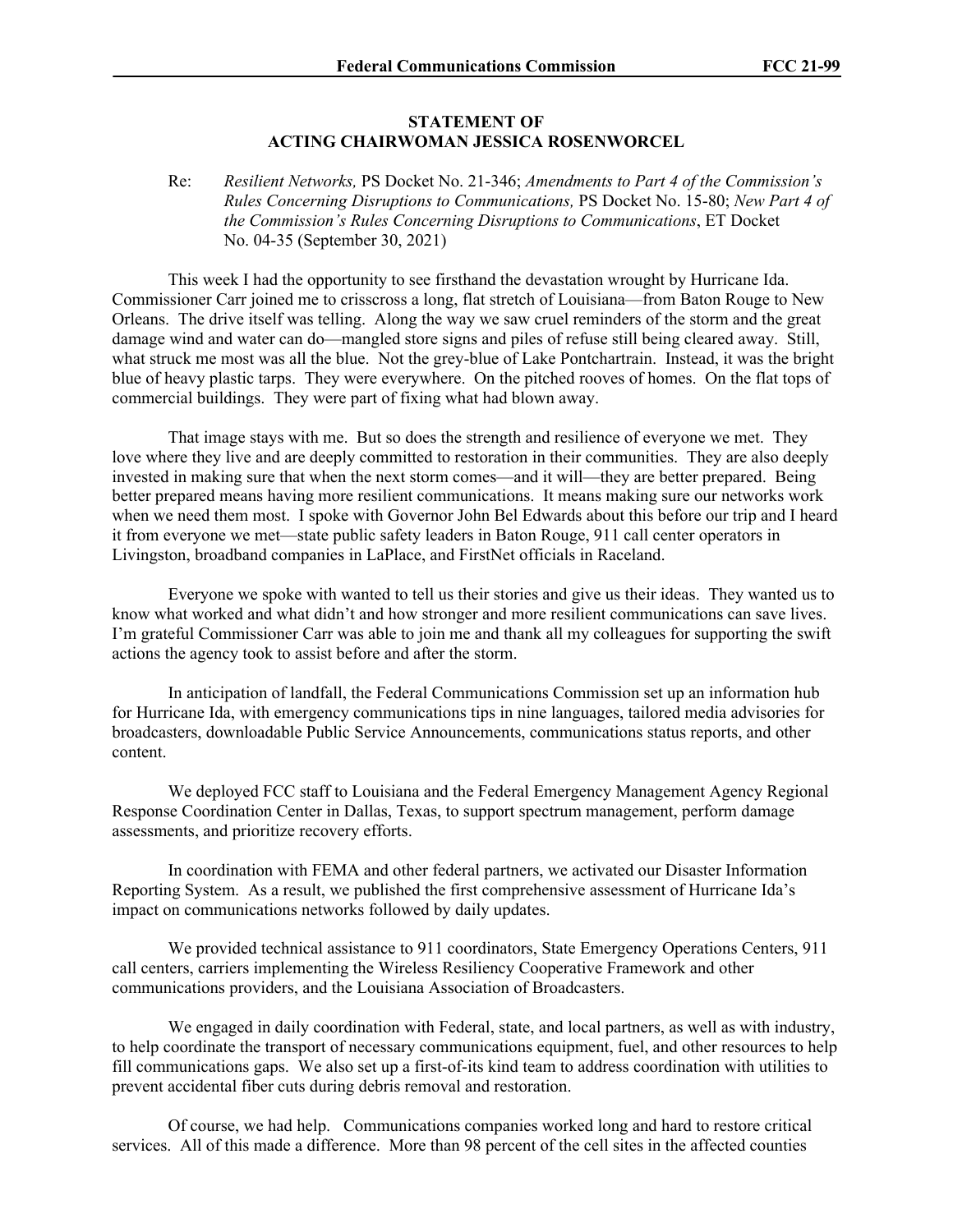**STATEMENT OF**
**ACTING CHAIRWOMAN JESSICA ROSENWORCEL**

Re: *Resilient Networks,* PS Docket No. 21-346; *Amendments to Part 4 of the Commission's Rules Concerning Disruptions to Communications,* PS Docket No. 15-80; *New Part 4 of the Commission's Rules Concerning Disruptions to Communications*, ET Docket No. 04-35 (September 30, 2021)

This week I had the opportunity to see firsthand the devastation wrought by Hurricane Ida. Commissioner Carr joined me to crisscross a long, flat stretch of Louisiana—from Baton Rouge to New Orleans. The drive itself was telling. Along the way we saw cruel reminders of the storm and the great damage wind and water can do—mangled store signs and piles of refuse still being cleared away. Still, what struck me most was all the blue. Not the grey-blue of Lake Pontchartrain. Instead, it was the bright blue of heavy plastic tarps. They were everywhere. On the pitched rooves of homes. On the flat tops of commercial buildings. They were part of fixing what had blown away.

That image stays with me. But so does the strength and resilience of everyone we met. They love where they live and are deeply committed to restoration in their communities. They are also deeply invested in making sure that when the next storm comes—and it will—they are better prepared. Being better prepared means having more resilient communications. It means making sure our networks work when we need them most. I spoke with Governor John Bel Edwards about this before our trip and I heard it from everyone we met—state public safety leaders in Baton Rouge, 911 call center operators in Livingston, broadband companies in LaPlace, and FirstNet officials in Raceland.

Everyone we spoke with wanted to tell us their stories and give us their ideas. They wanted us to know what worked and what didn't and how stronger and more resilient communications can save lives. I'm grateful Commissioner Carr was able to join me and thank all my colleagues for supporting the swift actions the agency took to assist before and after the storm.

In anticipation of landfall, the Federal Communications Commission set up an information hub for Hurricane Ida, with emergency communications tips in nine languages, tailored media advisories for broadcasters, downloadable Public Service Announcements, communications status reports, and other content.

We deployed FCC staff to Louisiana and the Federal Emergency Management Agency Regional Response Coordination Center in Dallas, Texas, to support spectrum management, perform damage assessments, and prioritize recovery efforts.

In coordination with FEMA and other federal partners, we activated our Disaster Information Reporting System. As a result, we published the first comprehensive assessment of Hurricane Ida's impact on communications networks followed by daily updates.

We provided technical assistance to 911 coordinators, State Emergency Operations Centers, 911 call centers, carriers implementing the Wireless Resiliency Cooperative Framework and other communications providers, and the Louisiana Association of Broadcasters.

We engaged in daily coordination with Federal, state, and local partners, as well as with industry, to help coordinate the transport of necessary communications equipment, fuel, and other resources to help fill communications gaps. We also set up a first-of-its kind team to address coordination with utilities to prevent accidental fiber cuts during debris removal and restoration.

Of course, we had help. Communications companies worked long and hard to restore critical services. All of this made a difference. More than 98 percent of the cell sites in the affected counties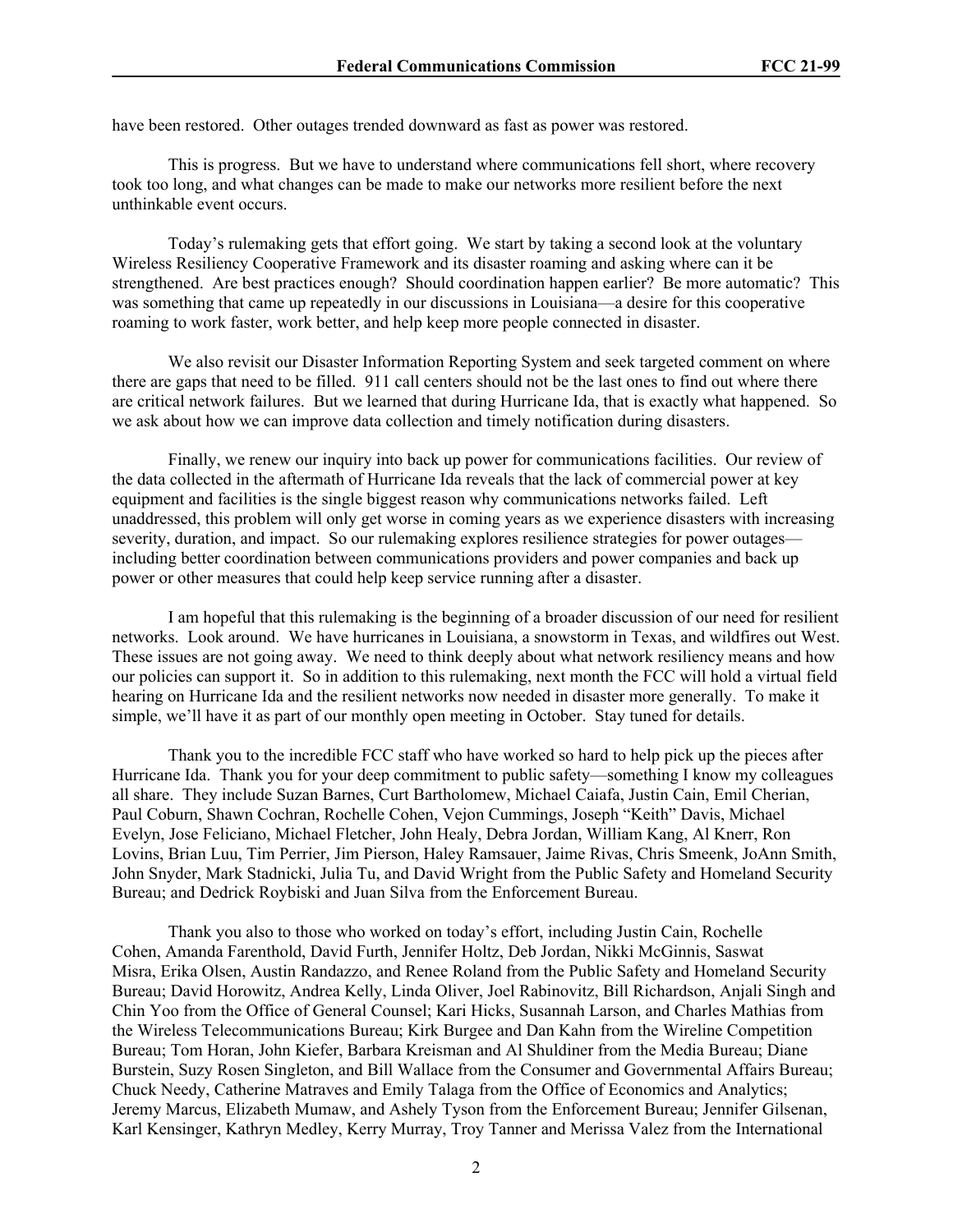have been restored. Other outages trended downward as fast as power was restored.

This is progress. But we have to understand where communications fell short, where recovery took too long, and what changes can be made to make our networks more resilient before the next unthinkable event occurs.

Today's rulemaking gets that effort going. We start by taking a second look at the voluntary Wireless Resiliency Cooperative Framework and its disaster roaming and asking where can it be strengthened. Are best practices enough? Should coordination happen earlier? Be more automatic? This was something that came up repeatedly in our discussions in Louisiana—a desire for this cooperative roaming to work faster, work better, and help keep more people connected in disaster.

We also revisit our Disaster Information Reporting System and seek targeted comment on where there are gaps that need to be filled. 911 call centers should not be the last ones to find out where there are critical network failures. But we learned that during Hurricane Ida, that is exactly what happened. So we ask about how we can improve data collection and timely notification during disasters.

Finally, we renew our inquiry into back up power for communications facilities. Our review of the data collected in the aftermath of Hurricane Ida reveals that the lack of commercial power at key equipment and facilities is the single biggest reason why communications networks failed. Left unaddressed, this problem will only get worse in coming years as we experience disasters with increasing severity, duration, and impact. So our rulemaking explores resilience strategies for power outages—including better coordination between communications providers and power companies and back up power or other measures that could help keep service running after a disaster.

I am hopeful that this rulemaking is the beginning of a broader discussion of our need for resilient networks. Look around. We have hurricanes in Louisiana, a snowstorm in Texas, and wildfires out West. These issues are not going away. We need to think deeply about what network resiliency means and how our policies can support it. So in addition to this rulemaking, next month the FCC will hold a virtual field hearing on Hurricane Ida and the resilient networks now needed in disaster more generally. To make it simple, we'll have it as part of our monthly open meeting in October. Stay tuned for details.

Thank you to the incredible FCC staff who have worked so hard to help pick up the pieces after Hurricane Ida. Thank you for your deep commitment to public safety—something I know my colleagues all share. They include Suzan Barnes, Curt Bartholomew, Michael Caiafa, Justin Cain, Emil Cherian, Paul Coburn, Shawn Cochran, Rochelle Cohen, Vejon Cummings, Joseph "Keith" Davis, Michael Evelyn, Jose Feliciano, Michael Fletcher, John Healy, Debra Jordan, William Kang, Al Knerr, Ron Lovins, Brian Luu, Tim Perrier, Jim Pierson, Haley Ramsauer, Jaime Rivas, Chris Smeenk, JoAnn Smith, John Snyder, Mark Stadnicki, Julia Tu, and David Wright from the Public Safety and Homeland Security Bureau; and Dedrick Roybiski and Juan Silva from the Enforcement Bureau.

Thank you also to those who worked on today's effort, including Justin Cain, Rochelle Cohen, Amanda Farenthold, David Furth, Jennifer Holtz, Deb Jordan, Nikki McGinnis, Saswat Misra, Erika Olsen, Austin Randazzo, and Renee Roland from the Public Safety and Homeland Security Bureau; David Horowitz, Andrea Kelly, Linda Oliver, Joel Rabinovitz, Bill Richardson, Anjali Singh and Chin Yoo from the Office of General Counsel; Kari Hicks, Susannah Larson, and Charles Mathias from the Wireless Telecommunications Bureau; Kirk Burgee and Dan Kahn from the Wireline Competition Bureau; Tom Horan, John Kiefer, Barbara Kreisman and Al Shuldiner from the Media Bureau; Diane Burstein, Suzy Rosen Singleton, and Bill Wallace from the Consumer and Governmental Affairs Bureau; Chuck Needy, Catherine Matraves and Emily Talaga from the Office of Economics and Analytics; Jeremy Marcus, Elizabeth Mumaw, and Ashely Tyson from the Enforcement Bureau; Jennifer Gilsenan, Karl Kensinger, Kathryn Medley, Kerry Murray, Troy Tanner and Merissa Valez from the International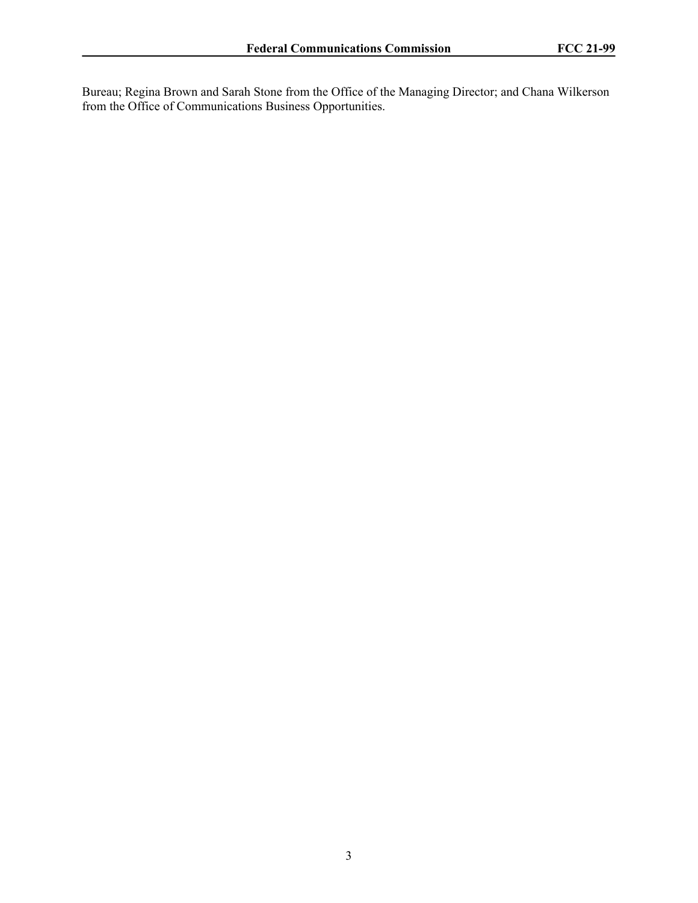Bureau; Regina Brown and Sarah Stone from the Office of the Managing Director; and Chana Wilkerson from the Office of Communications Business Opportunities.